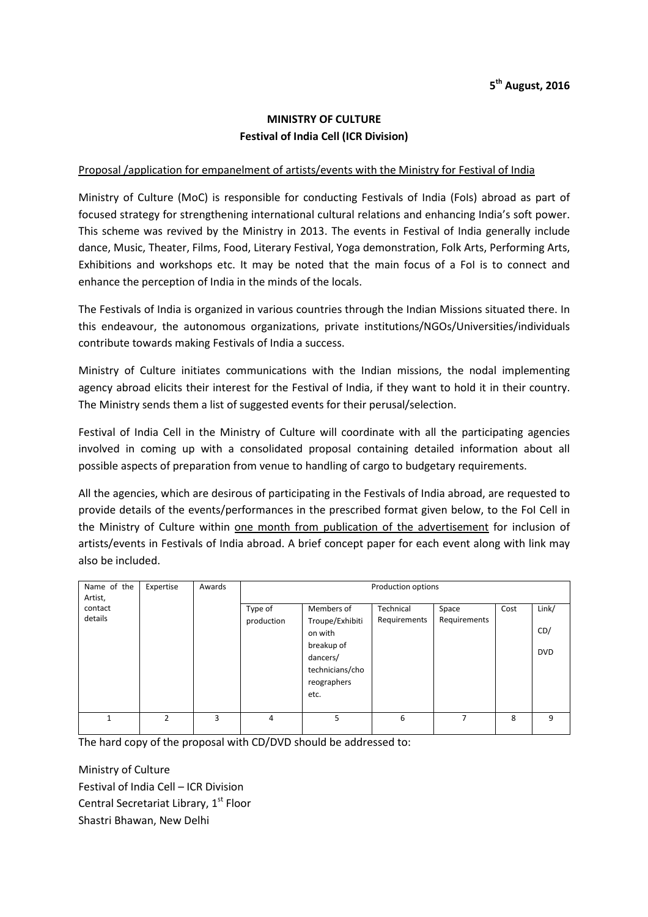**5th August, 2016**

**MINISTRY OF CULTURE**
**Festival of India Cell (ICR Division)**

Proposal /application for empanelment of artists/events with the Ministry for Festival of India

Ministry of Culture (MoC) is responsible for conducting Festivals of India (FoIs) abroad as part of focused strategy for strengthening international cultural relations and enhancing India's soft power. This scheme was revived by the Ministry in 2013. The events in Festival of India generally include dance, Music, Theater, Films, Food, Literary Festival, Yoga demonstration, Folk Arts, Performing Arts, Exhibitions and workshops etc. It may be noted that the main focus of a FoI is to connect and enhance the perception of India in the minds of the locals.

The Festivals of India is organized in various countries through the Indian Missions situated there. In this endeavour, the autonomous organizations, private institutions/NGOs/Universities/individuals contribute towards making Festivals of India a success.

Ministry of Culture initiates communications with the Indian missions, the nodal implementing agency abroad elicits their interest for the Festival of India, if they want to hold it in their country. The Ministry sends them a list of suggested events for their perusal/selection.

Festival of India Cell in the Ministry of Culture will coordinate with all the participating agencies involved in coming up with a consolidated proposal containing detailed information about all possible aspects of preparation from venue to handling of cargo to budgetary requirements.

All the agencies, which are desirous of participating in the Festivals of India abroad, are requested to provide details of the events/performances in the prescribed format given below, to the FoI Cell in the Ministry of Culture within one month from publication of the advertisement for inclusion of artists/events in Festivals of India abroad. A brief concept paper for each event along with link may also be included.

| Name of the Artist, contact details | Expertise | Awards | Production options | | | | | |
|---|---|---|---|---|---|---|---|---|
| | | | Type of production | Members of Troupe/Exhibition with breakup of dancers/ technicians/choreographers etc. | Technical Requirements | Space Requirements | Cost | Link/ CD/ DVD |
| 1 | 2 | 3 | 4 | 5 | 6 | 7 | 8 | 9 |

The hard copy of the proposal with CD/DVD should be addressed to:

Ministry of Culture
Festival of India Cell – ICR Division
Central Secretariat Library, 1st Floor
Shastri Bhawan, New Delhi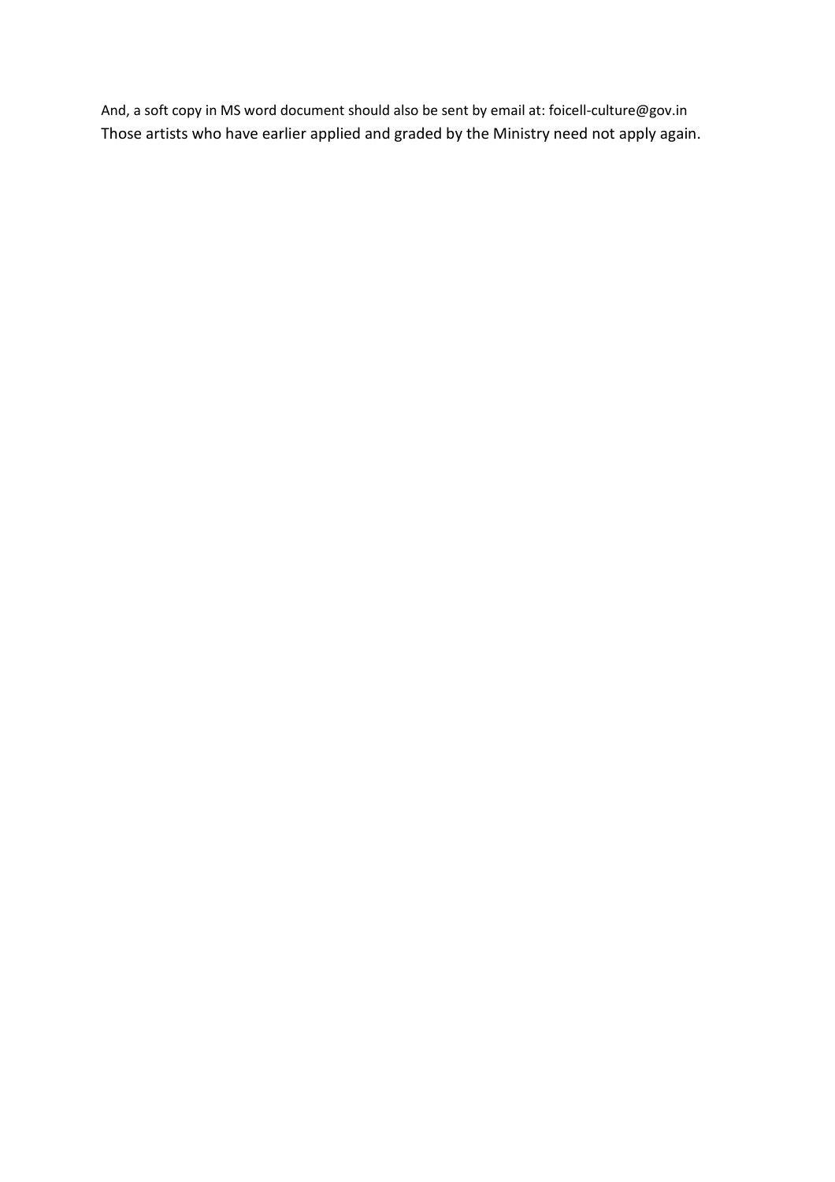And, a soft copy in MS word document should also be sent by email at: foicell-culture@gov.in

Those artists who have earlier applied and graded by the Ministry need not apply again.